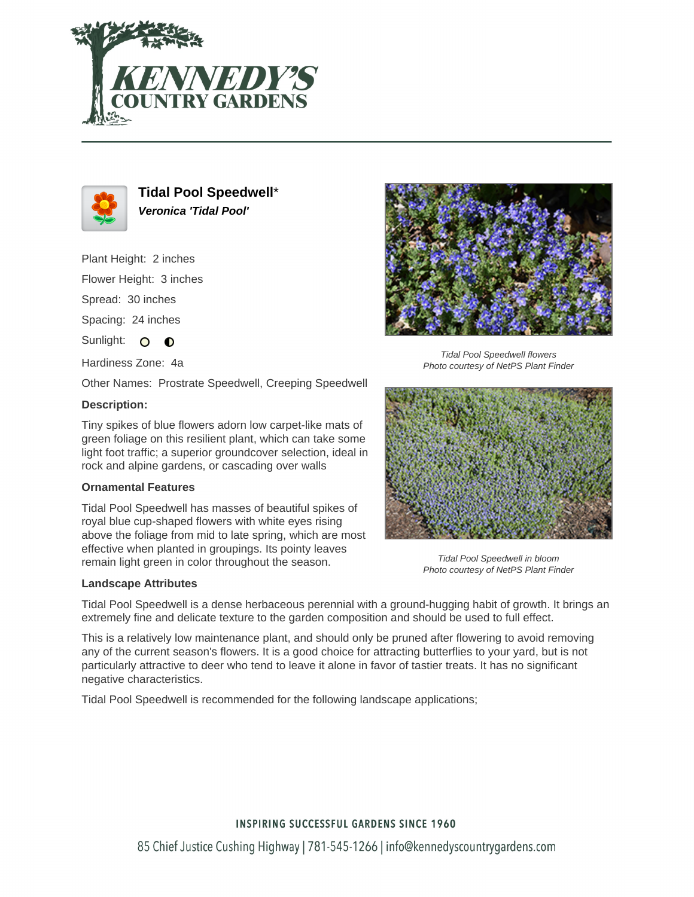# Tidal Pool Speedwell*

***Veronica 'Tidal Pool'***

Plant Height: 2 inches

Flower Height: 3 inches

Spread: 30 inches

Spacing: 24 inches

Sunlight:

Hardiness Zone: 4a

Other Names: Prostrate Speedwell, Creeping Speedwell

**Description:**

Tiny spikes of blue flowers adorn low carpet-like mats of green foliage on this resilient plant, which can take some light foot traffic; a superior groundcover selection, ideal in rock and alpine gardens, or cascading over walls

*Tidal Pool Speedwell flowers*
*Photo courtesy of NetPS Plant Finder*

*Tidal Pool Speedwell in bloom*
*Photo courtesy of NetPS Plant Finder*

### Ornamental Features

Tidal Pool Speedwell has masses of beautiful spikes of royal blue cup-shaped flowers with white eyes rising above the foliage from mid to late spring, which are most effective when planted in groupings. Its pointy leaves remain light green in color throughout the season.

### Landscape Attributes

Tidal Pool Speedwell is a dense herbaceous perennial with a ground-hugging habit of growth. It brings an extremely fine and delicate texture to the garden composition and should be used to full effect.

This is a relatively low maintenance plant, and should only be pruned after flowering to avoid removing any of the current season's flowers. It is a good choice for attracting butterflies to your yard, but is not particularly attractive to deer who tend to leave it alone in favor of tastier treats. It has no significant negative characteristics.

Tidal Pool Speedwell is recommended for the following landscape applications;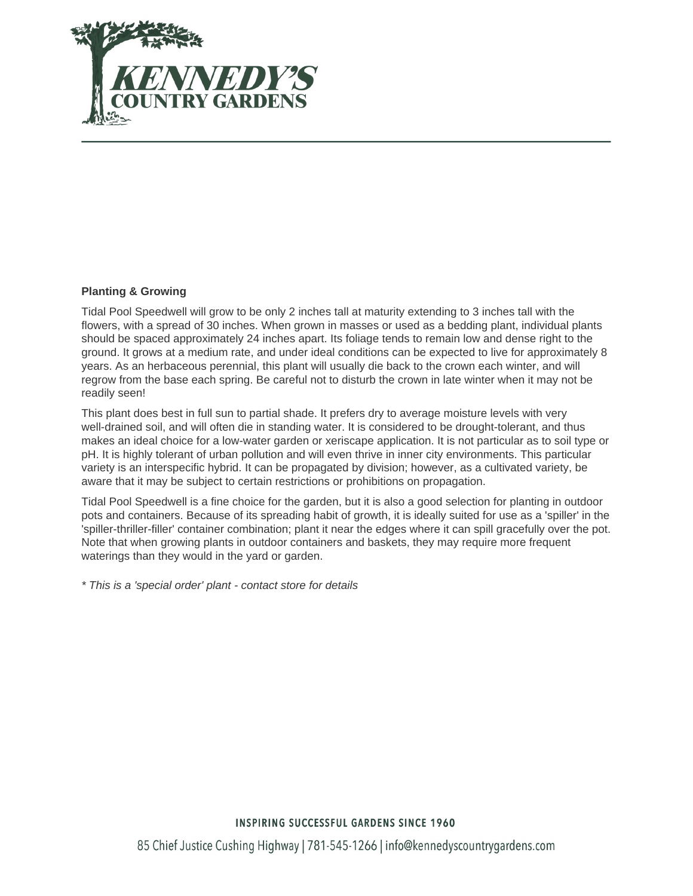## Planting & Growing

Tidal Pool Speedwell will grow to be only 2 inches tall at maturity extending to 3 inches tall with the flowers, with a spread of 30 inches. When grown in masses or used as a bedding plant, individual plants should be spaced approximately 24 inches apart. Its foliage tends to remain low and dense right to the ground. It grows at a medium rate, and under ideal conditions can be expected to live for approximately 8 years. As an herbaceous perennial, this plant will usually die back to the crown each winter, and will regrow from the base each spring. Be careful not to disturb the crown in late winter when it may not be readily seen!

This plant does best in full sun to partial shade. It prefers dry to average moisture levels with very well-drained soil, and will often die in standing water. It is considered to be drought-tolerant, and thus makes an ideal choice for a low-water garden or xeriscape application. It is not particular as to soil type or pH. It is highly tolerant of urban pollution and will even thrive in inner city environments. This particular variety is an interspecific hybrid. It can be propagated by division; however, as a cultivated variety, be aware that it may be subject to certain restrictions or prohibitions on propagation.

Tidal Pool Speedwell is a fine choice for the garden, but it is also a good selection for planting in outdoor pots and containers. Because of its spreading habit of growth, it is ideally suited for use as a 'spiller' in the 'spiller-thriller-filler' container combination; plant it near the edges where it can spill gracefully over the pot. Note that when growing plants in outdoor containers and baskets, they may require more frequent waterings than they would in the yard or garden.

*\* This is a 'special order' plant - contact store for details*